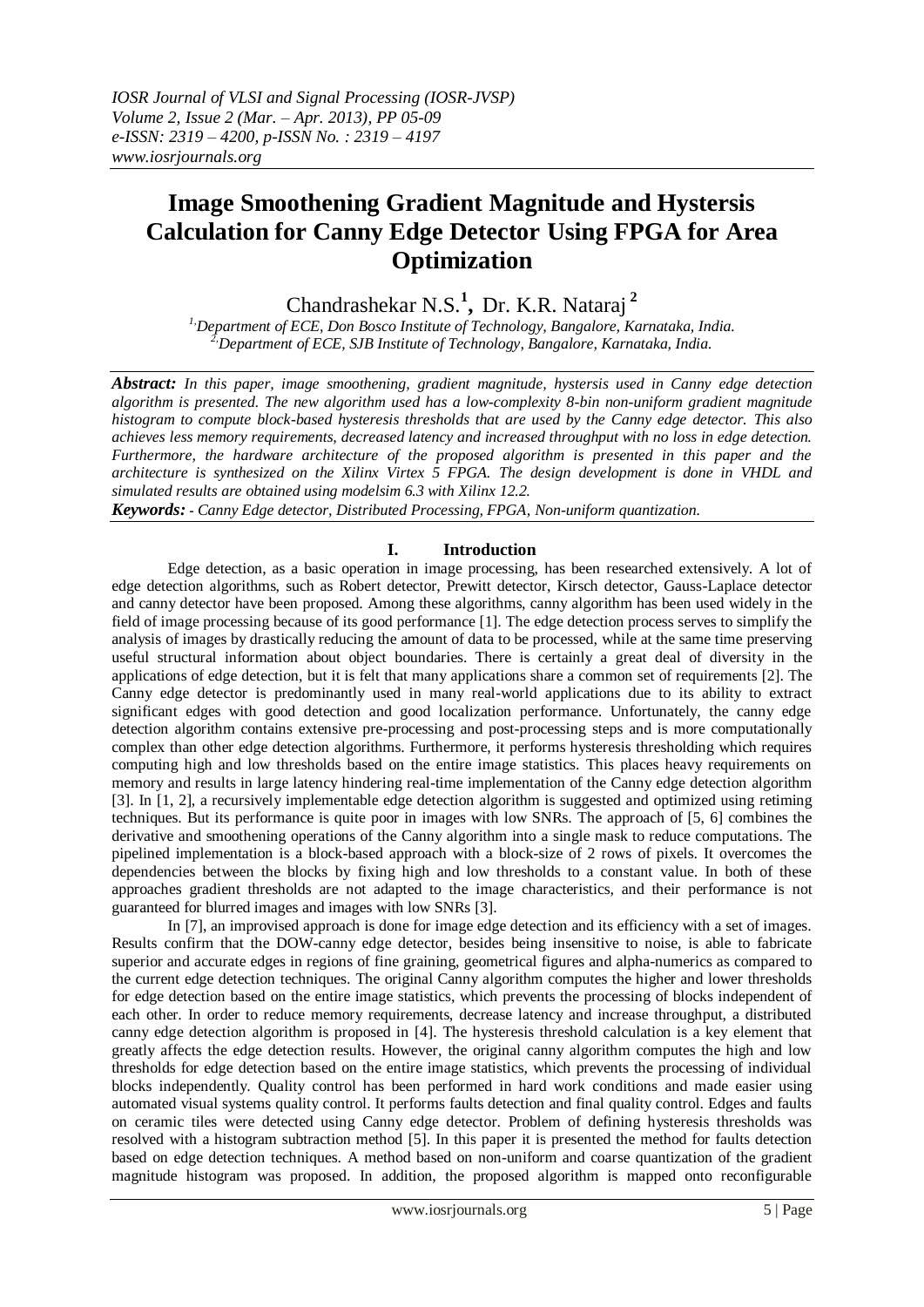# Image Smoothening Gradient Magnitude and Hystersis Calculation for Canny Edge Detector Using FPGA for Area Optimization

Chandrashekar N.S.[1], Dr. K.R. Nataraj [2]

[1] Department of ECE, Don Bosco Institute of Technology, Bangalore, Karnataka, India.
[2] Department of ECE, SJB Institute of Technology, Bangalore, Karnataka, India.

***Abstract:*** *In this paper, image smoothening, gradient magnitude, hystersis used in Canny edge detection algorithm is presented. The new algorithm used has a low-complexity 8-bin non-uniform gradient magnitude histogram to compute block-based hysteresis thresholds that are used by the Canny edge detector. This also achieves less memory requirements, decreased latency and increased throughput with no loss in edge detection. Furthermore, the hardware architecture of the proposed algorithm is presented in this paper and the architecture is synthesized on the Xilinx Virtex 5 FPGA. The design development is done in VHDL and simulated results are obtained using modelsim 6.3 with Xilinx 12.2.*

***Keywords:*** *- Canny Edge detector, Distributed Processing, FPGA, Non-uniform quantization.*

## I. Introduction

Edge detection, as a basic operation in image processing, has been researched extensively. A lot of edge detection algorithms, such as Robert detector, Prewitt detector, Kirsch detector, Gauss-Laplace detector and canny detector have been proposed. Among these algorithms, canny algorithm has been used widely in the field of image processing because of its good performance [1]. The edge detection process serves to simplify the analysis of images by drastically reducing the amount of data to be processed, while at the same time preserving useful structural information about object boundaries. There is certainly a great deal of diversity in the applications of edge detection, but it is felt that many applications share a common set of requirements [2]. The Canny edge detector is predominantly used in many real-world applications due to its ability to extract significant edges with good detection and good localization performance. Unfortunately, the canny edge detection algorithm contains extensive pre-processing and post-processing steps and is more computationally complex than other edge detection algorithms. Furthermore, it performs hysteresis thresholding which requires computing high and low thresholds based on the entire image statistics. This places heavy requirements on memory and results in large latency hindering real-time implementation of the Canny edge detection algorithm [3]. In [1, 2], a recursively implementable edge detection algorithm is suggested and optimized using retiming techniques. But its performance is quite poor in images with low SNRs. The approach of [5, 6] combines the derivative and smoothening operations of the Canny algorithm into a single mask to reduce computations. The pipelined implementation is a block-based approach with a block-size of 2 rows of pixels. It overcomes the dependencies between the blocks by fixing high and low thresholds to a constant value. In both of these approaches gradient thresholds are not adapted to the image characteristics, and their performance is not guaranteed for blurred images and images with low SNRs [3].

In [7], an improvised approach is done for image edge detection and its efficiency with a set of images. Results confirm that the DOW-canny edge detector, besides being insensitive to noise, is able to fabricate superior and accurate edges in regions of fine graining, geometrical figures and alpha-numerics as compared to the current edge detection techniques. The original Canny algorithm computes the higher and lower thresholds for edge detection based on the entire image statistics, which prevents the processing of blocks independent of each other. In order to reduce memory requirements, decrease latency and increase throughput, a distributed canny edge detection algorithm is proposed in [4]. The hysteresis threshold calculation is a key element that greatly affects the edge detection results. However, the original canny algorithm computes the high and low thresholds for edge detection based on the entire image statistics, which prevents the processing of individual blocks independently. Quality control has been performed in hard work conditions and made easier using automated visual systems quality control. It performs faults detection and final quality control. Edges and faults on ceramic tiles were detected using Canny edge detector. Problem of defining hysteresis thresholds was resolved with a histogram subtraction method [5]. In this paper it is presented the method for faults detection based on edge detection techniques. A method based on non-uniform and coarse quantization of the gradient magnitude histogram was proposed. In addition, the proposed algorithm is mapped onto reconfigurable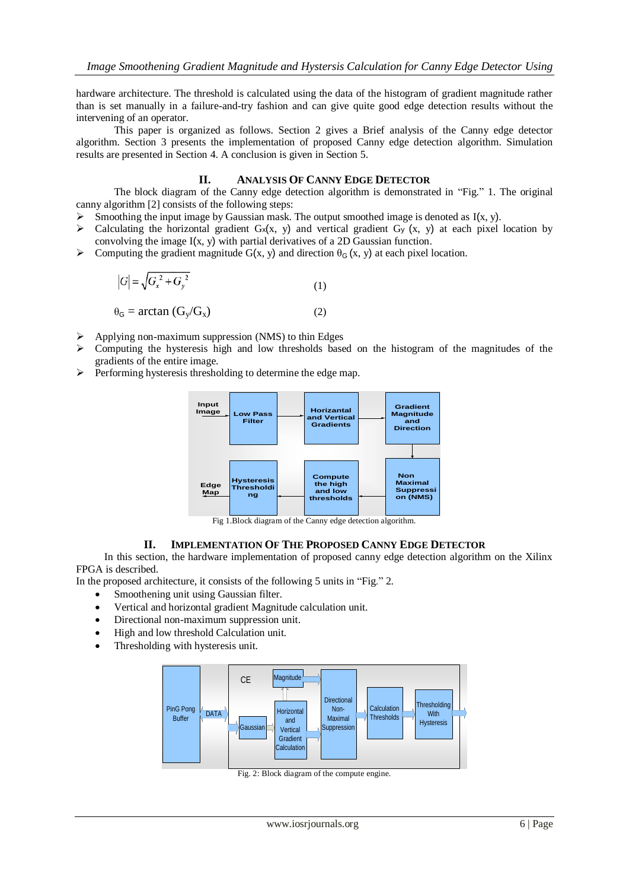hardware architecture. The threshold is calculated using the data of the histogram of gradient magnitude rather than is set manually in a failure-and-try fashion and can give quite good edge detection results without the intervening of an operator.

This paper is organized as follows. Section 2 gives a Brief analysis of the Canny edge detector algorithm. Section 3 presents the implementation of proposed Canny edge detection algorithm. Simulation results are presented in Section 4. A conclusion is given in Section 5.

## II. ANALYSIS OF CANNY EDGE DETECTOR

The block diagram of the Canny edge detection algorithm is demonstrated in "Fig." 1. The original canny algorithm [2] consists of the following steps:

- Smoothing the input image by Gaussian mask. The output smoothed image is denoted as I(x, y).
- Calculating the horizontal gradient $G_x(x, y)$ and vertical gradient $G_y(x, y)$ at each pixel location by convolving the image I(x, y) with partial derivatives of a 2D Gaussian function.
- Computing the gradient magnitude G(x, y) and direction $\theta_G(x, y)$ at each pixel location.

$$|G| = \sqrt{G_x^{\,2} + G_y^{\,2}} \quad (1)$$

$$\theta_G = \arctan(G_y/G_x) \quad (2)$$

- Applying non-maximum suppression (NMS) to thin Edges
- Computing the hysteresis high and low thresholds based on the histogram of the magnitudes of the gradients of the entire image.
- Performing hysteresis thresholding to determine the edge map.

Fig 1.Block diagram of the Canny edge detection algorithm.

## II. IMPLEMENTATION OF THE PROPOSED CANNY EDGE DETECTOR

In this section, the hardware implementation of proposed canny edge detection algorithm on the Xilinx FPGA is described.

In the proposed architecture, it consists of the following 5 units in "Fig." 2.

- Smoothening unit using Gaussian filter.
- Vertical and horizontal gradient Magnitude calculation unit.
- Directional non-maximum suppression unit.
- High and low threshold Calculation unit.
- Thresholding with hysteresis unit.

Fig. 2: Block diagram of the compute engine.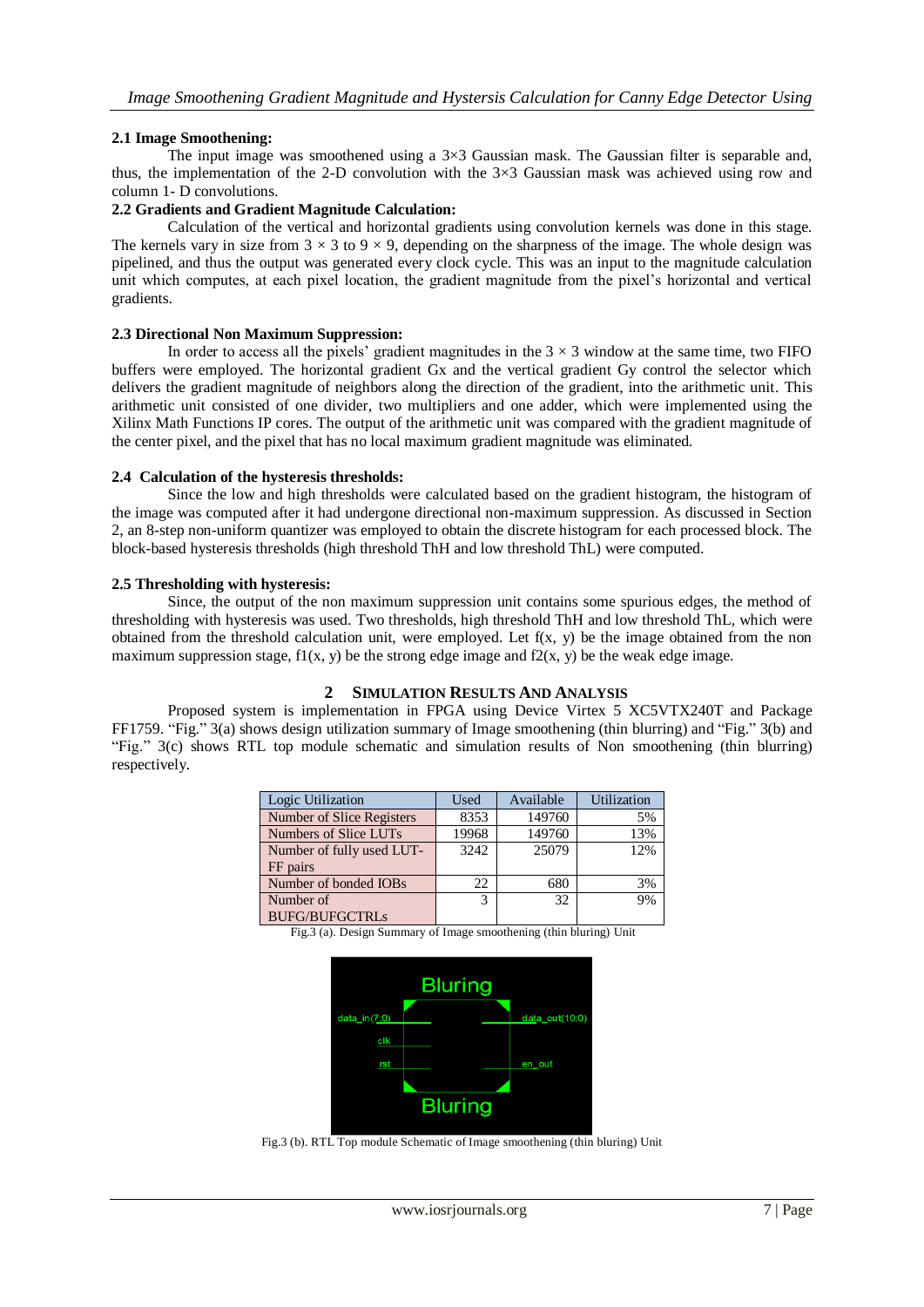### 2.1 Image Smoothening:

The input image was smoothened using a 3×3 Gaussian mask. The Gaussian filter is separable and, thus, the implementation of the 2-D convolution with the 3×3 Gaussian mask was achieved using row and column 1- D convolutions.

### 2.2 Gradients and Gradient Magnitude Calculation:

Calculation of the vertical and horizontal gradients using convolution kernels was done in this stage. The kernels vary in size from $3 \times 3$ to $9 \times 9$, depending on the sharpness of the image. The whole design was pipelined, and thus the output was generated every clock cycle. This was an input to the magnitude calculation unit which computes, at each pixel location, the gradient magnitude from the pixel's horizontal and vertical gradients.

### 2.3 Directional Non Maximum Suppression:

In order to access all the pixels' gradient magnitudes in the $3 \times 3$ window at the same time, two FIFO buffers were employed. The horizontal gradient Gx and the vertical gradient Gy control the selector which delivers the gradient magnitude of neighbors along the direction of the gradient, into the arithmetic unit. This arithmetic unit consisted of one divider, two multipliers and one adder, which were implemented using the Xilinx Math Functions IP cores. The output of the arithmetic unit was compared with the gradient magnitude of the center pixel, and the pixel that has no local maximum gradient magnitude was eliminated.

### 2.4 Calculation of the hysteresis thresholds:

Since the low and high thresholds were calculated based on the gradient histogram, the histogram of the image was computed after it had undergone directional non-maximum suppression. As discussed in Section 2, an 8-step non-uniform quantizer was employed to obtain the discrete histogram for each processed block. The block-based hysteresis thresholds (high threshold ThH and low threshold ThL) were computed.

### 2.5 Thresholding with hysteresis:

Since, the output of the non maximum suppression unit contains some spurious edges, the method of thresholding with hysteresis was used. Two thresholds, high threshold ThH and low threshold ThL, which were obtained from the threshold calculation unit, were employed. Let $f(x, y)$ be the image obtained from the non maximum suppression stage, $f1(x, y)$ be the strong edge image and $f2(x, y)$ be the weak edge image.

## 2 SIMULATION RESULTS AND ANALYSIS

Proposed system is implementation in FPGA using Device Virtex 5 XC5VTX240T and Package FF1759. "Fig." 3(a) shows design utilization summary of Image smoothening (thin blurring) and "Fig." 3(b) and "Fig." 3(c) shows RTL top module schematic and simulation results of Non smoothening (thin blurring) respectively.

| Logic Utilization | Used | Available | Utilization |
|---|---|---|---|
| Number of Slice Registers | 8353 | 149760 | 5% |
| Numbers of Slice LUTs | 19968 | 149760 | 13% |
| Number of fully used LUT-FF pairs | 3242 | 25079 | 12% |
| Number of bonded IOBs | 22 | 680 | 3% |
| Number of BUFG/BUFGCTRLs | 3 | 32 | 9% |

Fig.3 (a). Design Summary of Image smoothening (thin bluring) Unit

Fig.3 (b). RTL Top module Schematic of Image smoothening (thin bluring) Unit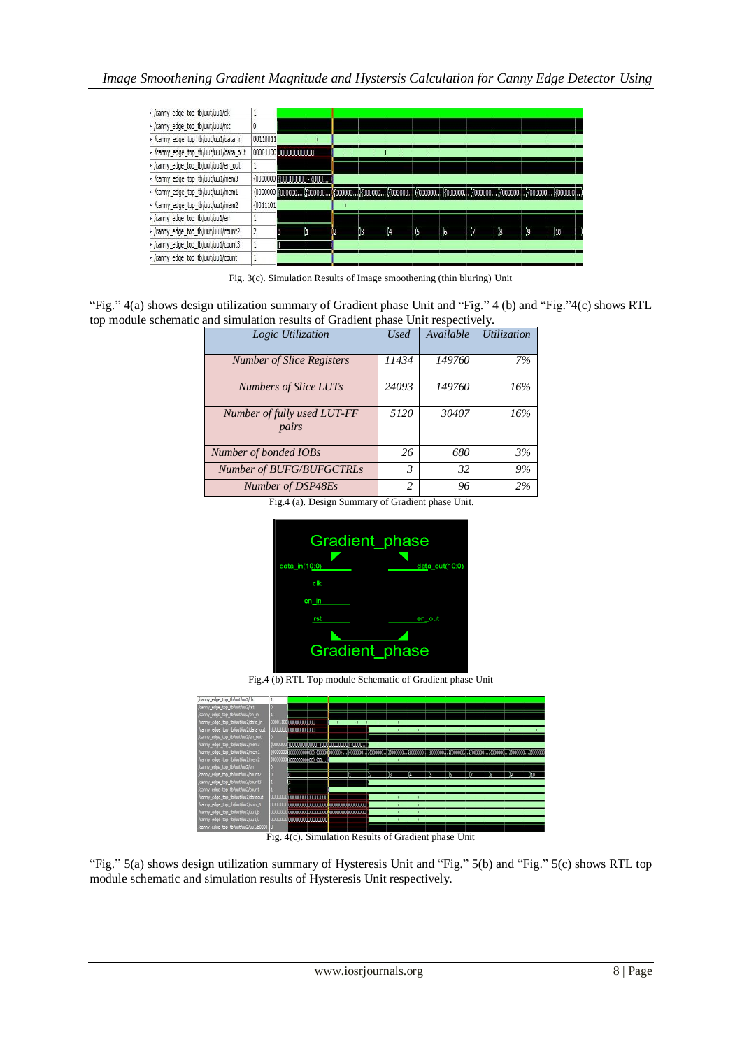Fig. 3(c). Simulation Results of Image smoothening (thin bluring) Unit

"Fig." 4(a) shows design utilization summary of Gradient phase Unit and "Fig." 4 (b) and "Fig."4(c) shows RTL top module schematic and simulation results of Gradient phase Unit respectively.

| *Logic Utilization* | *Used* | *Available* | *Utilization* |
|---|---|---|---|
| *Number of Slice Registers* | *11434* | *149760* | *7%* |
| *Numbers of Slice LUTs* | *24093* | *149760* | *16%* |
| *Number of fully used LUT-FF pairs* | *5120* | *30407* | *16%* |
| *Number of bonded IOBs* | *26* | *680* | *3%* |
| *Number of BUFG/BUFGCTRLs* | *3* | *32* | *9%* |
| *Number of DSP48Es* | *2* | *96* | *2%* |

Fig.4 (a). Design Summary of Gradient phase Unit.

Fig.4 (b) RTL Top module Schematic of Gradient phase Unit

Fig. 4(c). Simulation Results of Gradient phase Unit

"Fig." 5(a) shows design utilization summary of Hysteresis Unit and "Fig." 5(b) and "Fig." 5(c) shows RTL top module schematic and simulation results of Hysteresis Unit respectively.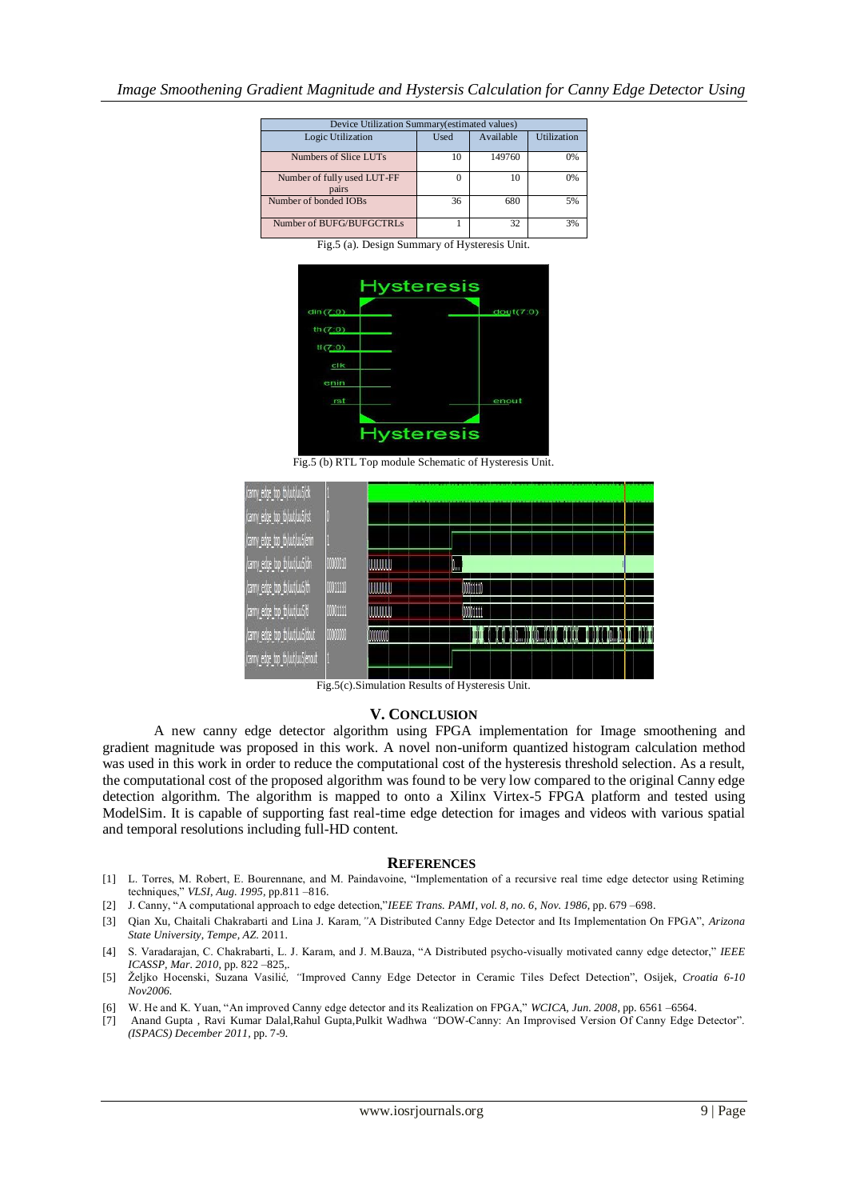| Device Utilization Summary(estimated values) | | | |
| --- | --- | --- | --- |
| Logic Utilization | Used | Available | Utilization |
| Numbers of Slice LUTs | 10 | 149760 | 0% |
| Number of fully used LUT-FF pairs | 0 | 10 | 0% |
| Number of bonded IOBs | 36 | 680 | 5% |
| Number of BUFG/BUFGCTRLs | 1 | 32 | 3% |

Fig.5 (a). Design Summary of Hysteresis Unit.

Hysteresis

din(7:0)

th(7:0)

tl(7:0)

clk

enin

rst

dout(7:0)

enout

Hysteresis

Fig.5 (b) RTL Top module Schematic of Hysteresis Unit.

/canny_edge_top_tb/uut/uut5/clk 1

/canny_edge_top_tb/uut/uut5/rst 0

/canny_edge_top_tb/uut/uut5/enin 1

/canny_edge_top_tb/uut/uut5/din 00000010

/canny_edge_top_tb/uut/uut5/th 00011110

/canny_edge_top_tb/uut/uut5/tl 00001111

/canny_edge_top_tb/uut/uut5/dout 00000000

/canny_edge_top_tb/uut/uut5/enout 1

Fig.5(c).Simulation Results of Hysteresis Unit.

## V. CONCLUSION

A new canny edge detector algorithm using FPGA implementation for Image smoothening and gradient magnitude was proposed in this work. A novel non-uniform quantized histogram calculation method was used in this work in order to reduce the computational cost of the hysteresis threshold selection. As a result, the computational cost of the proposed algorithm was found to be very low compared to the original Canny edge detection algorithm. The algorithm is mapped to onto a Xilinx Virtex-5 FPGA platform and tested using ModelSim. It is capable of supporting fast real-time edge detection for images and videos with various spatial and temporal resolutions including full-HD content.

## REFERENCES

[1] L. Torres, M. Robert, E. Bourennane, and M. Paindavoine, "Implementation of a recursive real time edge detector using Retiming techniques," *VLSI, Aug. 1995*, pp.811 –816.

[2] J. Canny, "A computational approach to edge detection,"*IEEE Trans. PAMI, vol. 8, no. 6, Nov. 1986*, pp. 679 –698.

[3] Qian Xu, Chaitali Chakrabarti and Lina J. Karam,*"*A Distributed Canny Edge Detector and Its Implementation On FPGA", *Arizona State University, Tempe, AZ.* 2011.

[4] S. Varadarajan, C. Chakrabarti, L. J. Karam, and J. M.Bauza, "A Distributed psycho-visually motivated canny edge detector," *IEEE ICASSP, Mar. 2010*, pp. 822 –825,.

[5] Željko Hocenski, Suzana Vasilić, *"*Improved Canny Edge Detector in Ceramic Tiles Defect Detection", Osijek, *Croatia 6-10 Nov2006.*

[6] W. He and K. Yuan, "An improved Canny edge detector and its Realization on FPGA," *WCICA, Jun. 2008*, pp. 6561 –6564.

[7] Anand Gupta , Ravi Kumar Dalal,Rahul Gupta,Pulkit Wadhwa *"*DOW-Canny: An Improvised Version Of Canny Edge Detector". *(ISPACS) December 2011*, pp. 7-9.